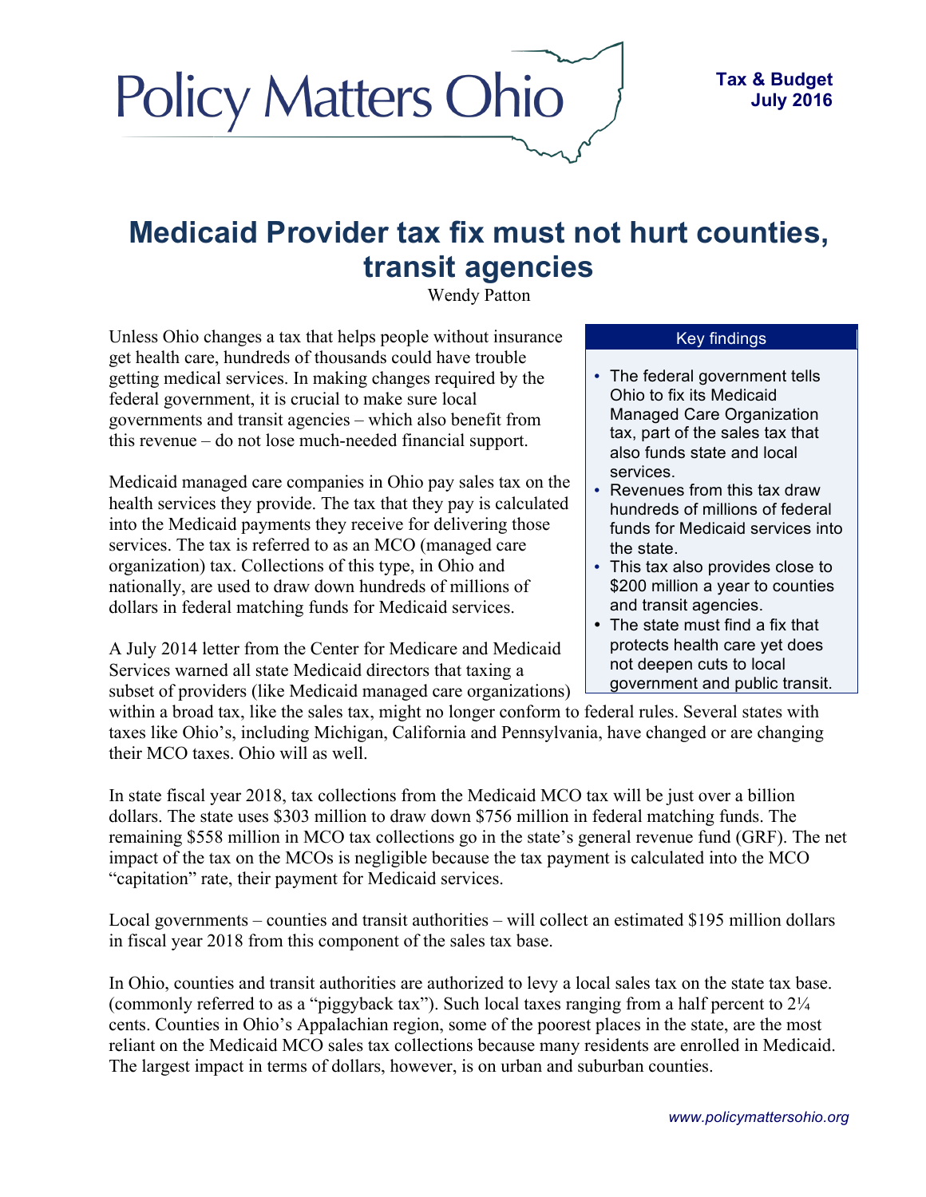Policy Matters Ohio

**Tax & Budget**
**July 2016**

# Medicaid Provider tax fix must not hurt counties, transit agencies

Wendy Patton

Unless Ohio changes a tax that helps people without insurance get health care, hundreds of thousands could have trouble getting medical services. In making changes required by the federal government, it is crucial to make sure local governments and transit agencies – which also benefit from this revenue – do not lose much-needed financial support.

Medicaid managed care companies in Ohio pay sales tax on the health services they provide. The tax that they pay is calculated into the Medicaid payments they receive for delivering those services. The tax is referred to as an MCO (managed care organization) tax. Collections of this type, in Ohio and nationally, are used to draw down hundreds of millions of dollars in federal matching funds for Medicaid services.

A July 2014 letter from the Center for Medicare and Medicaid Services warned all state Medicaid directors that taxing a subset of providers (like Medicaid managed care organizations) within a broad tax, like the sales tax, might no longer conform to federal rules. Several states with taxes like Ohio's, including Michigan, California and Pennsylvania, have changed or are changing their MCO taxes. Ohio will as well.

> **Key findings**
>
> - The federal government tells Ohio to fix its Medicaid Managed Care Organization tax, part of the sales tax that also funds state and local services.
> - Revenues from this tax draw hundreds of millions of federal funds for Medicaid services into the state.
> - This tax also provides close to $200 million a year to counties and transit agencies.
> - The state must find a fix that protects health care yet does not deepen cuts to local government and public transit.

In state fiscal year 2018, tax collections from the Medicaid MCO tax will be just over a billion dollars. The state uses $303 million to draw down $756 million in federal matching funds. The remaining $558 million in MCO tax collections go in the state's general revenue fund (GRF). The net impact of the tax on the MCOs is negligible because the tax payment is calculated into the MCO "capitation" rate, their payment for Medicaid services.

Local governments – counties and transit authorities – will collect an estimated $195 million dollars in fiscal year 2018 from this component of the sales tax base.

In Ohio, counties and transit authorities are authorized to levy a local sales tax on the state tax base. (commonly referred to as a "piggyback tax"). Such local taxes ranging from a half percent to 2¼ cents. Counties in Ohio's Appalachian region, some of the poorest places in the state, are the most reliant on the Medicaid MCO sales tax collections because many residents are enrolled in Medicaid. The largest impact in terms of dollars, however, is on urban and suburban counties.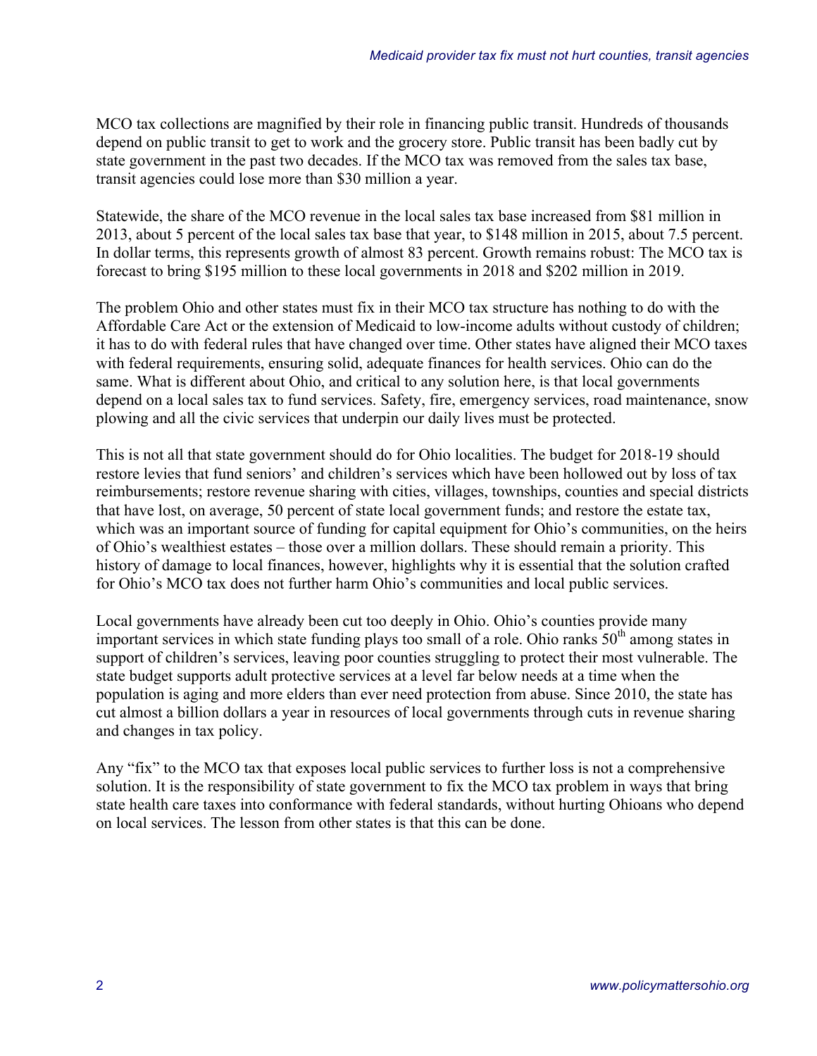MCO tax collections are magnified by their role in financing public transit. Hundreds of thousands depend on public transit to get to work and the grocery store. Public transit has been badly cut by state government in the past two decades. If the MCO tax was removed from the sales tax base, transit agencies could lose more than $30 million a year.

Statewide, the share of the MCO revenue in the local sales tax base increased from $81 million in 2013, about 5 percent of the local sales tax base that year, to $148 million in 2015, about 7.5 percent. In dollar terms, this represents growth of almost 83 percent. Growth remains robust: The MCO tax is forecast to bring $195 million to these local governments in 2018 and $202 million in 2019.

The problem Ohio and other states must fix in their MCO tax structure has nothing to do with the Affordable Care Act or the extension of Medicaid to low-income adults without custody of children; it has to do with federal rules that have changed over time. Other states have aligned their MCO taxes with federal requirements, ensuring solid, adequate finances for health services. Ohio can do the same. What is different about Ohio, and critical to any solution here, is that local governments depend on a local sales tax to fund services. Safety, fire, emergency services, road maintenance, snow plowing and all the civic services that underpin our daily lives must be protected.

This is not all that state government should do for Ohio localities. The budget for 2018-19 should restore levies that fund seniors' and children's services which have been hollowed out by loss of tax reimbursements; restore revenue sharing with cities, villages, townships, counties and special districts that have lost, on average, 50 percent of state local government funds; and restore the estate tax, which was an important source of funding for capital equipment for Ohio's communities, on the heirs of Ohio's wealthiest estates – those over a million dollars. These should remain a priority. This history of damage to local finances, however, highlights why it is essential that the solution crafted for Ohio's MCO tax does not further harm Ohio's communities and local public services.

Local governments have already been cut too deeply in Ohio. Ohio's counties provide many important services in which state funding plays too small of a role. Ohio ranks 50th among states in support of children's services, leaving poor counties struggling to protect their most vulnerable. The state budget supports adult protective services at a level far below needs at a time when the population is aging and more elders than ever need protection from abuse. Since 2010, the state has cut almost a billion dollars a year in resources of local governments through cuts in revenue sharing and changes in tax policy.

Any "fix" to the MCO tax that exposes local public services to further loss is not a comprehensive solution. It is the responsibility of state government to fix the MCO tax problem in ways that bring state health care taxes into conformance with federal standards, without hurting Ohioans who depend on local services. The lesson from other states is that this can be done.